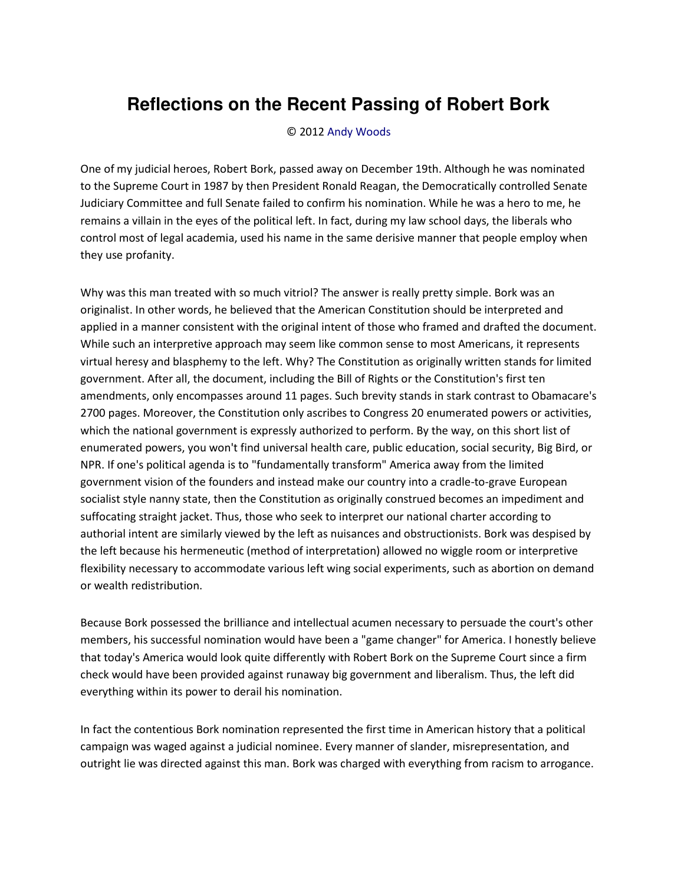# Reflections on the Recent Passing of Robert Bork

© 2012 Andy Woods

One of my judicial heroes, Robert Bork, passed away on December 19th. Although he was nominated to the Supreme Court in 1987 by then President Ronald Reagan, the Democratically controlled Senate Judiciary Committee and full Senate failed to confirm his nomination. While he was a hero to me, he remains a villain in the eyes of the political left. In fact, during my law school days, the liberals who control most of legal academia, used his name in the same derisive manner that people employ when they use profanity.

Why was this man treated with so much vitriol? The answer is really pretty simple. Bork was an originalist. In other words, he believed that the American Constitution should be interpreted and applied in a manner consistent with the original intent of those who framed and drafted the document. While such an interpretive approach may seem like common sense to most Americans, it represents virtual heresy and blasphemy to the left. Why? The Constitution as originally written stands for limited government. After all, the document, including the Bill of Rights or the Constitution's first ten amendments, only encompasses around 11 pages. Such brevity stands in stark contrast to Obamacare's 2700 pages. Moreover, the Constitution only ascribes to Congress 20 enumerated powers or activities, which the national government is expressly authorized to perform. By the way, on this short list of enumerated powers, you won't find universal health care, public education, social security, Big Bird, or NPR. If one's political agenda is to "fundamentally transform" America away from the limited government vision of the founders and instead make our country into a cradle-to-grave European socialist style nanny state, then the Constitution as originally construed becomes an impediment and suffocating straight jacket. Thus, those who seek to interpret our national charter according to authorial intent are similarly viewed by the left as nuisances and obstructionists. Bork was despised by the left because his hermeneutic (method of interpretation) allowed no wiggle room or interpretive flexibility necessary to accommodate various left wing social experiments, such as abortion on demand or wealth redistribution.

Because Bork possessed the brilliance and intellectual acumen necessary to persuade the court's other members, his successful nomination would have been a "game changer" for America. I honestly believe that today's America would look quite differently with Robert Bork on the Supreme Court since a firm check would have been provided against runaway big government and liberalism. Thus, the left did everything within its power to derail his nomination.

In fact the contentious Bork nomination represented the first time in American history that a political campaign was waged against a judicial nominee. Every manner of slander, misrepresentation, and outright lie was directed against this man. Bork was charged with everything from racism to arrogance.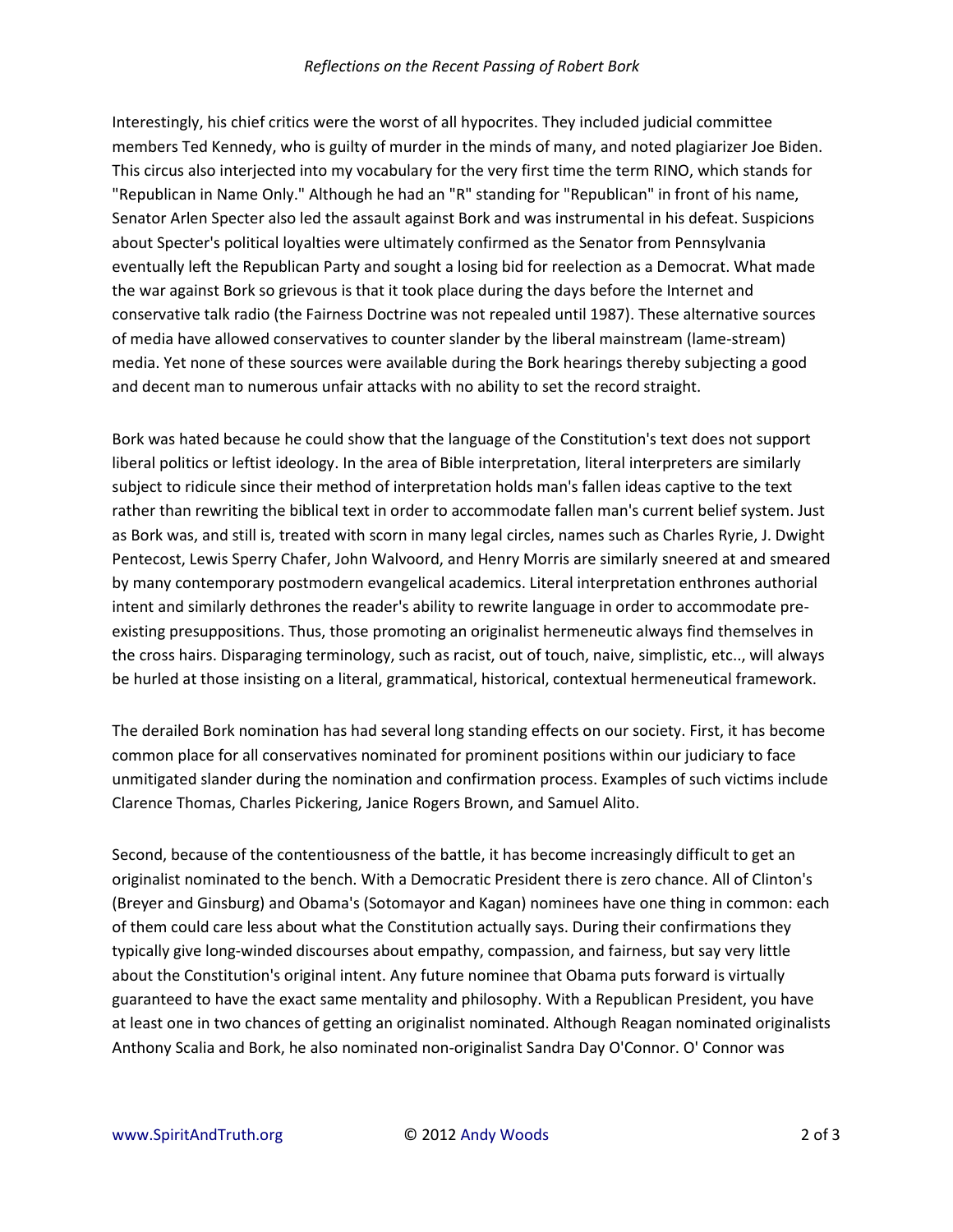Interestingly, his chief critics were the worst of all hypocrites. They included judicial committee members Ted Kennedy, who is guilty of murder in the minds of many, and noted plagiarizer Joe Biden. This circus also interjected into my vocabulary for the very first time the term RINO, which stands for "Republican in Name Only." Although he had an "R" standing for "Republican" in front of his name, Senator Arlen Specter also led the assault against Bork and was instrumental in his defeat. Suspicions about Specter's political loyalties were ultimately confirmed as the Senator from Pennsylvania eventually left the Republican Party and sought a losing bid for reelection as a Democrat. What made the war against Bork so grievous is that it took place during the days before the Internet and conservative talk radio (the Fairness Doctrine was not repealed until 1987). These alternative sources of media have allowed conservatives to counter slander by the liberal mainstream (lame-stream) media. Yet none of these sources were available during the Bork hearings thereby subjecting a good and decent man to numerous unfair attacks with no ability to set the record straight.

Bork was hated because he could show that the language of the Constitution's text does not support liberal politics or leftist ideology. In the area of Bible interpretation, literal interpreters are similarly subject to ridicule since their method of interpretation holds man's fallen ideas captive to the text rather than rewriting the biblical text in order to accommodate fallen man's current belief system. Just as Bork was, and still is, treated with scorn in many legal circles, names such as Charles Ryrie, J. Dwight Pentecost, Lewis Sperry Chafer, John Walvoord, and Henry Morris are similarly sneered at and smeared by many contemporary postmodern evangelical academics. Literal interpretation enthrones authorial intent and similarly dethrones the reader's ability to rewrite language in order to accommodate pre-existing presuppositions. Thus, those promoting an originalist hermeneutic always find themselves in the cross hairs. Disparaging terminology, such as racist, out of touch, naive, simplistic, etc.., will always be hurled at those insisting on a literal, grammatical, historical, contextual hermeneutical framework.

The derailed Bork nomination has had several long standing effects on our society. First, it has become common place for all conservatives nominated for prominent positions within our judiciary to face unmitigated slander during the nomination and confirmation process. Examples of such victims include Clarence Thomas, Charles Pickering, Janice Rogers Brown, and Samuel Alito.

Second, because of the contentiousness of the battle, it has become increasingly difficult to get an originalist nominated to the bench. With a Democratic President there is zero chance. All of Clinton's (Breyer and Ginsburg) and Obama's (Sotomayor and Kagan) nominees have one thing in common: each of them could care less about what the Constitution actually says. During their confirmations they typically give long-winded discourses about empathy, compassion, and fairness, but say very little about the Constitution's original intent. Any future nominee that Obama puts forward is virtually guaranteed to have the exact same mentality and philosophy. With a Republican President, you have at least one in two chances of getting an originalist nominated. Although Reagan nominated originalists Anthony Scalia and Bork, he also nominated non-originalist Sandra Day O'Connor. O' Connor was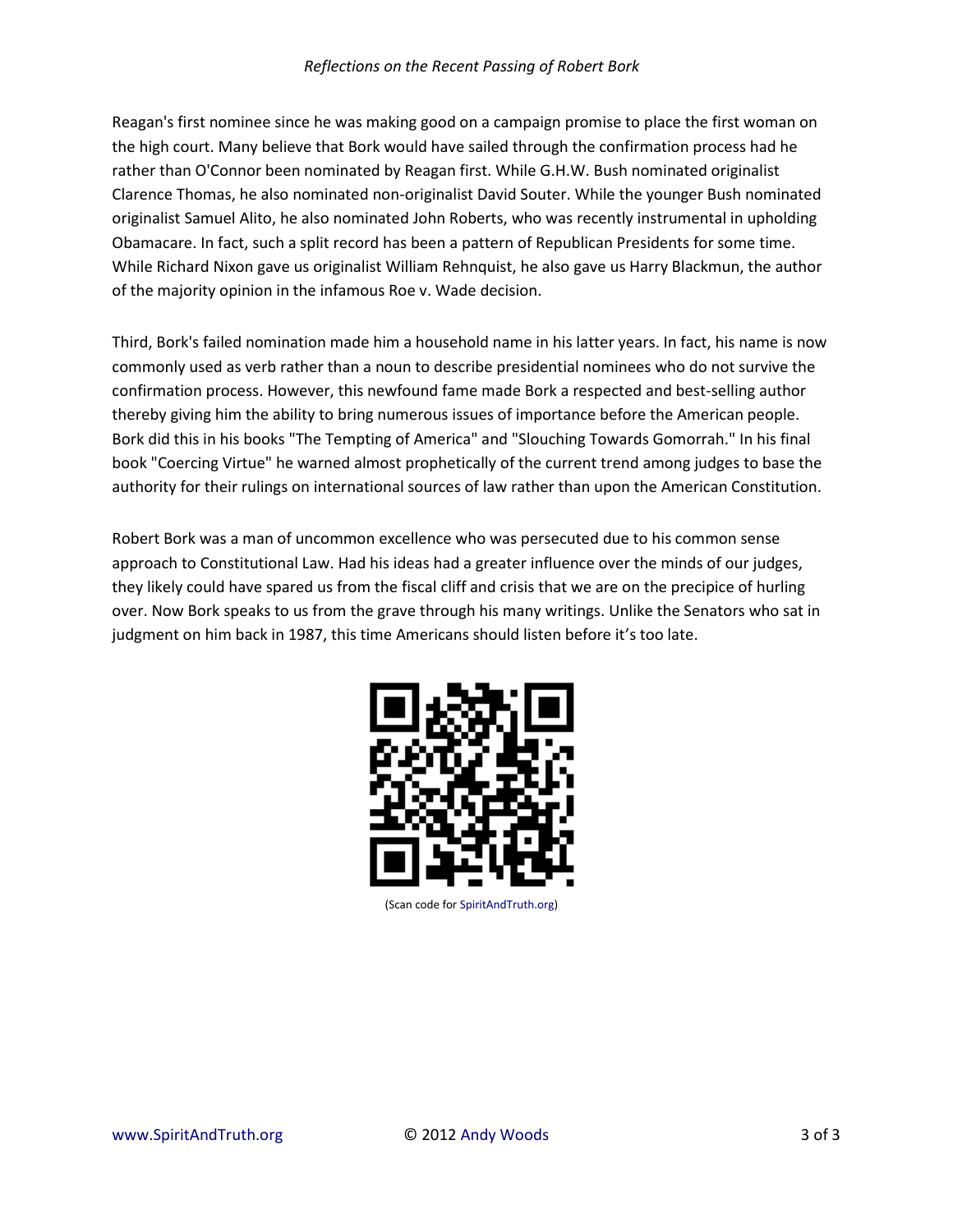Reagan's first nominee since he was making good on a campaign promise to place the first woman on the high court. Many believe that Bork would have sailed through the confirmation process had he rather than O'Connor been nominated by Reagan first. While G.H.W. Bush nominated originalist Clarence Thomas, he also nominated non-originalist David Souter. While the younger Bush nominated originalist Samuel Alito, he also nominated John Roberts, who was recently instrumental in upholding Obamacare. In fact, such a split record has been a pattern of Republican Presidents for some time. While Richard Nixon gave us originalist William Rehnquist, he also gave us Harry Blackmun, the author of the majority opinion in the infamous Roe v. Wade decision.

Third, Bork's failed nomination made him a household name in his latter years. In fact, his name is now commonly used as verb rather than a noun to describe presidential nominees who do not survive the confirmation process. However, this newfound fame made Bork a respected and best-selling author thereby giving him the ability to bring numerous issues of importance before the American people. Bork did this in his books "The Tempting of America" and "Slouching Towards Gomorrah." In his final book "Coercing Virtue" he warned almost prophetically of the current trend among judges to base the authority for their rulings on international sources of law rather than upon the American Constitution.

Robert Bork was a man of uncommon excellence who was persecuted due to his common sense approach to Constitutional Law. Had his ideas had a greater influence over the minds of our judges, they likely could have spared us from the fiscal cliff and crisis that we are on the precipice of hurling over. Now Bork speaks to us from the grave through his many writings. Unlike the Senators who sat in judgment on him back in 1987, this time Americans should listen before it's too late.

(Scan code for SpiritAndTruth.org)